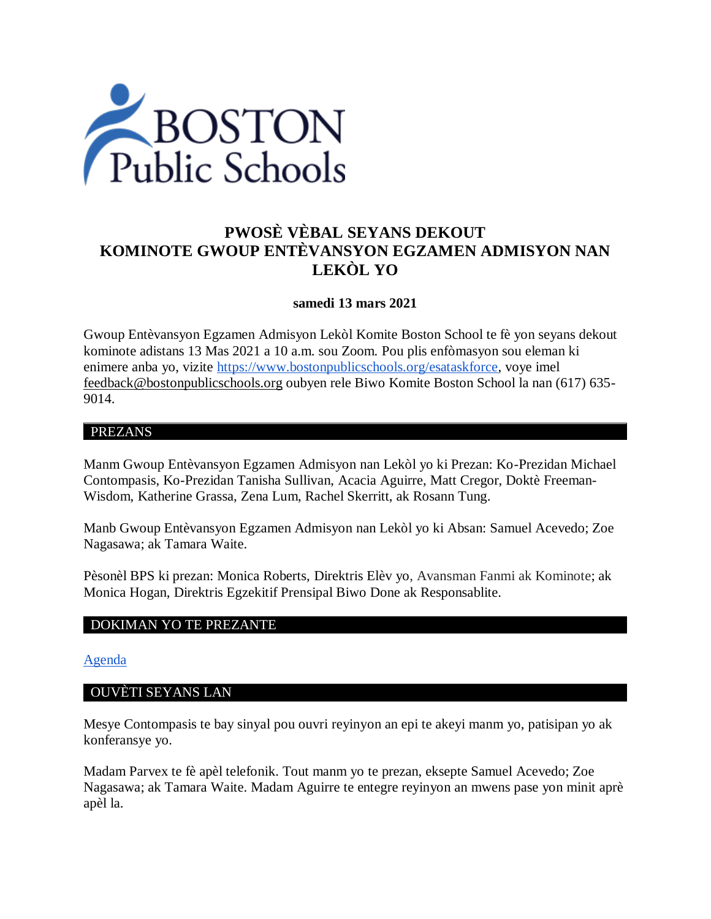# PWOSÈ VÈBAL SEYANS DEKOUT KOMINOTE GWOUP ENTÈVANSYON EGZAMEN ADMISYON NAN LEKÒL YO

**samedi 13 mars 2021**

Gwoup Entèvansyon Egzamen Admisyon Lekòl Komite Boston School te fè yon seyans dekout kominote adistans 13 Mas 2021 a 10 a.m. sou Zoom. Pou plis enfòmasyon sou eleman ki enimere anba yo, vizite [https://www.bostonpublicschools.org/esataskforce](https://www.bostonpublicschools.org/esataskforce), voye imel feedback@bostonpublicschools.org oubyen rele Biwo Komite Boston School la nan (617) 635-9014.

## PREZANS

Manm Gwoup Entèvansyon Egzamen Admisyon nan Lekòl yo ki Prezan: Ko-Prezidan Michael Contompasis, Ko-Prezidan Tanisha Sullivan, Acacia Aguirre, Matt Cregor, Doktè Freeman-Wisdom, Katherine Grassa, Zena Lum, Rachel Skerritt, ak Rosann Tung.

Manb Gwoup Entèvansyon Egzamen Admisyon nan Lekòl yo ki Absan: Samuel Acevedo; Zoe Nagasawa; ak Tamara Waite.

Pèsonèl BPS ki prezan: Monica Roberts, Direktris Elèv yo, Avansman Fanmi ak Kominote; ak Monica Hogan, Direktris Egzekitif Prensipal Biwo Done ak Responsablite.

## DOKIMAN YO TE PREZANTE

[Agenda]

## OUVÈTI SEYANS LAN

Mesye Contompasis te bay sinyal pou ouvri reyinyon an epi te akeyi manm yo, patisipan yo ak konferansye yo.

Madam Parvex te fè apèl telefonik. Tout manm yo te prezan, eksepte Samuel Acevedo; Zoe Nagasawa; ak Tamara Waite. Madam Aguirre te entegre reyinyon an mwens pase yon minit aprè apèl la.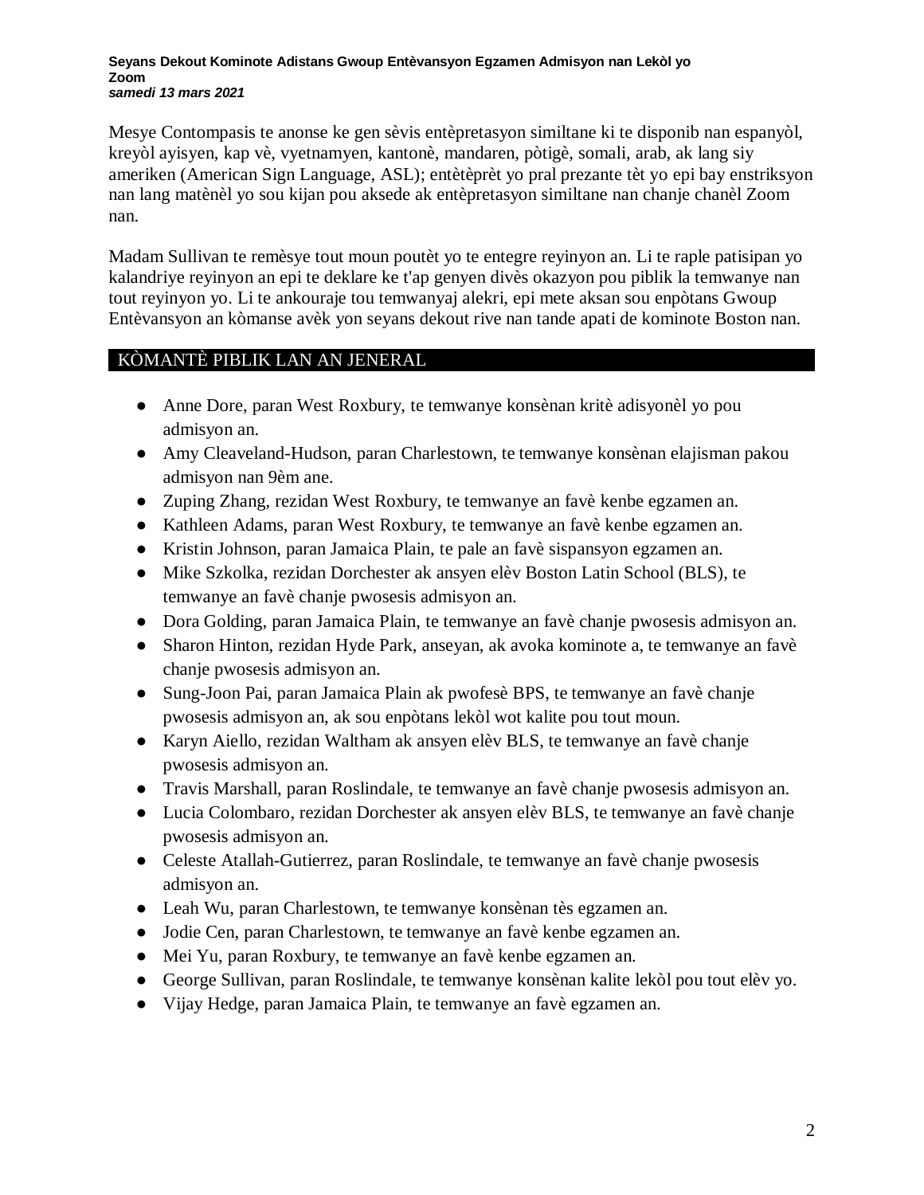Mesye Contompasis te anonse ke gen sèvis entèpretasyon similtane ki te disponib nan espanyòl, kreyòl ayisyen, kap vè, vyetnamyen, kantonè, mandaren, pòtigè, somali, arab, ak lang siy ameriken (American Sign Language, ASL); entètèprèt yo pral prezante tèt yo epi bay enstriksyon nan lang matènèl yo sou kijan pou aksede ak entèpretasyon similtane nan chanje chanèl Zoom nan.

Madam Sullivan te remèsye tout moun poutèt yo te entegre reyinyon an. Li te raple patisipan yo kalandriye reyinyon an epi te deklare ke t'ap genyen divès okazyon pou piblik la temwanye nan tout reyinyon yo. Li te ankouraje tou temwanyaj alekri, epi mete aksan sou enpòtans Gwoup Entèvansyon an kòmanse avèk yon seyans dekout rive nan tande apati de kominote Boston nan.

## KÒMANTÈ PIBLIK LAN AN JENERAL

- Anne Dore, paran West Roxbury, te temwanye konsènan kritè adisyonèl yo pou admisyon an.
- Amy Cleaveland-Hudson, paran Charlestown, te temwanye konsènan elajisman pakou admisyon nan 9èm ane.
- Zuping Zhang, rezidan West Roxbury, te temwanye an favè kenbe egzamen an.
- Kathleen Adams, paran West Roxbury, te temwanye an favè kenbe egzamen an.
- Kristin Johnson, paran Jamaica Plain, te pale an favè sispansyon egzamen an.
- Mike Szkolka, rezidan Dorchester ak ansyen elèv Boston Latin School (BLS), te temwanye an favè chanje pwosesis admisyon an.
- Dora Golding, paran Jamaica Plain, te temwanye an favè chanje pwosesis admisyon an.
- Sharon Hinton, rezidan Hyde Park, anseyan, ak avoka kominote a, te temwanye an favè chanje pwosesis admisyon an.
- Sung-Joon Pai, paran Jamaica Plain ak pwofesè BPS, te temwanye an favè chanje pwosesis admisyon an, ak sou enpòtans lekòl wot kalite pou tout moun.
- Karyn Aiello, rezidan Waltham ak ansyen elèv BLS, te temwanye an favè chanje pwosesis admisyon an.
- Travis Marshall, paran Roslindale, te temwanye an favè chanje pwosesis admisyon an.
- Lucia Colombaro, rezidan Dorchester ak ansyen elèv BLS, te temwanye an favè chanje pwosesis admisyon an.
- Celeste Atallah-Gutierrez, paran Roslindale, te temwanye an favè chanje pwosesis admisyon an.
- Leah Wu, paran Charlestown, te temwanye konsènan tès egzamen an.
- Jodie Cen, paran Charlestown, te temwanye an favè kenbe egzamen an.
- Mei Yu, paran Roxbury, te temwanye an favè kenbe egzamen an.
- George Sullivan, paran Roslindale, te temwanye konsènan kalite lekòl pou tout elèv yo.
- Vijay Hedge, paran Jamaica Plain, te temwanye an favè egzamen an.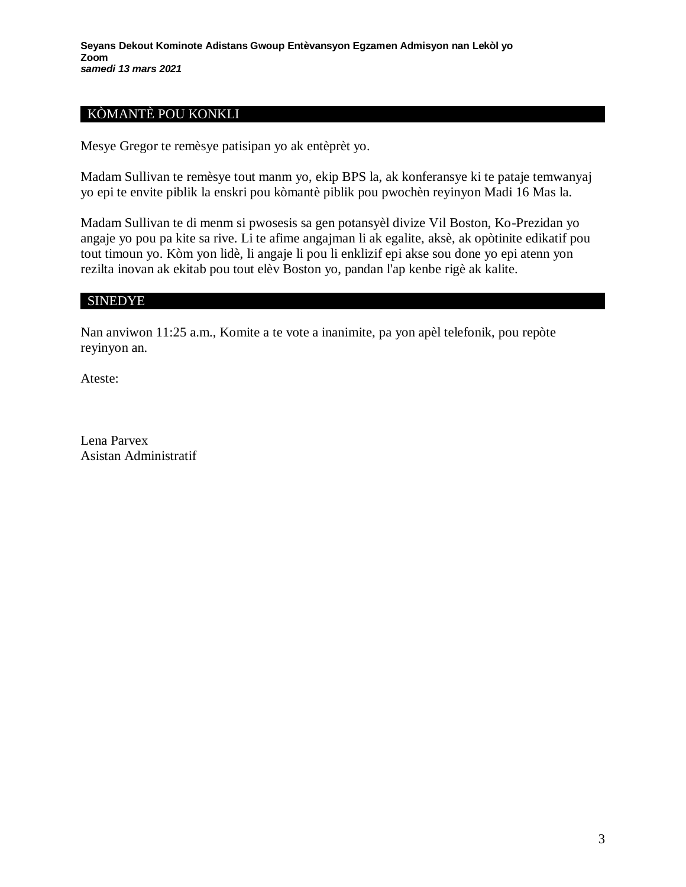## KÒMANTÈ POU KONKLI

Mesye Gregor te remèsye patisipan yo ak entèprèt yo.

Madam Sullivan te remèsye tout manm yo, ekip BPS la, ak konferansye ki te pataje temwanyaj yo epi te envite piblik la enskri pou kòmantè piblik pou pwochèn reyinyon Madi 16 Mas la.

Madam Sullivan te di menm si pwosesis sa gen potansyèl divize Vil Boston, Ko-Prezidan yo angaje yo pou pa kite sa rive. Li te afime angajman li ak egalite, aksè, ak opòtinite edikatif pou tout timoun yo. Kòm yon lidè, li angaje li pou li enklizif epi akse sou done yo epi atenn yon rezilta inovan ak ekitab pou tout elèv Boston yo, pandan l'ap kenbe rigè ak kalite.

## SINEDYE

Nan anviwon 11:25 a.m., Komite a te vote a inanimite, pa yon apèl telefonik, pou repòte reyinyon an.

Ateste:

Lena Parvex
Asistan Administratif